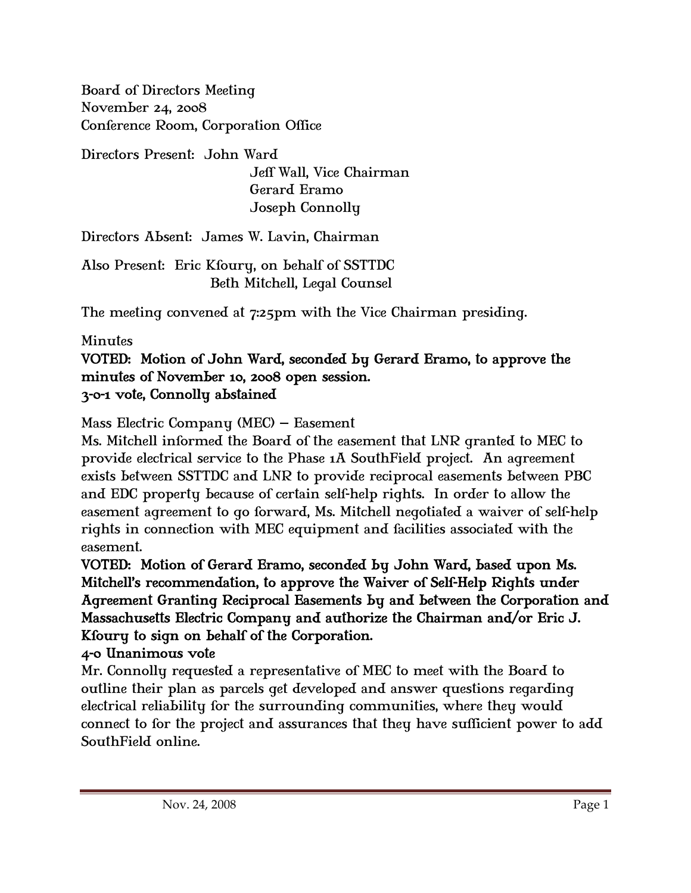Board of Directors Meeting
November 24, 2008
Conference Room, Corporation Office

Directors Present: John Ward
Jeff Wall, Vice Chairman
Gerard Eramo
Joseph Connolly

Directors Absent: James W. Lavin, Chairman

Also Present: Eric Kfoury, on behalf of SSTTDC
Beth Mitchell, Legal Counsel

The meeting convened at 7:25pm with the Vice Chairman presiding.

Minutes

**VOTED: Motion of John Ward, seconded by Gerard Eramo, to approve the minutes of November 10, 2008 open session.**
**3-0-1 vote, Connolly abstained**

Mass Electric Company (MEC) – Easement

Ms. Mitchell informed the Board of the easement that LNR granted to MEC to provide electrical service to the Phase 1A SouthField project. An agreement exists between SSTTDC and LNR to provide reciprocal easements between PBC and EDC property because of certain self-help rights. In order to allow the easement agreement to go forward, Ms. Mitchell negotiated a waiver of self-help rights in connection with MEC equipment and facilities associated with the easement.

**VOTED: Motion of Gerard Eramo, seconded by John Ward, based upon Ms. Mitchell's recommendation, to approve the Waiver of Self-Help Rights under Agreement Granting Reciprocal Easements by and between the Corporation and Massachusetts Electric Company and authorize the Chairman and/or Eric J. Kfoury to sign on behalf of the Corporation.**
**4-0 Unanimous vote**

Mr. Connolly requested a representative of MEC to meet with the Board to outline their plan as parcels get developed and answer questions regarding electrical reliability for the surrounding communities, where they would connect to for the project and assurances that they have sufficient power to add SouthField online.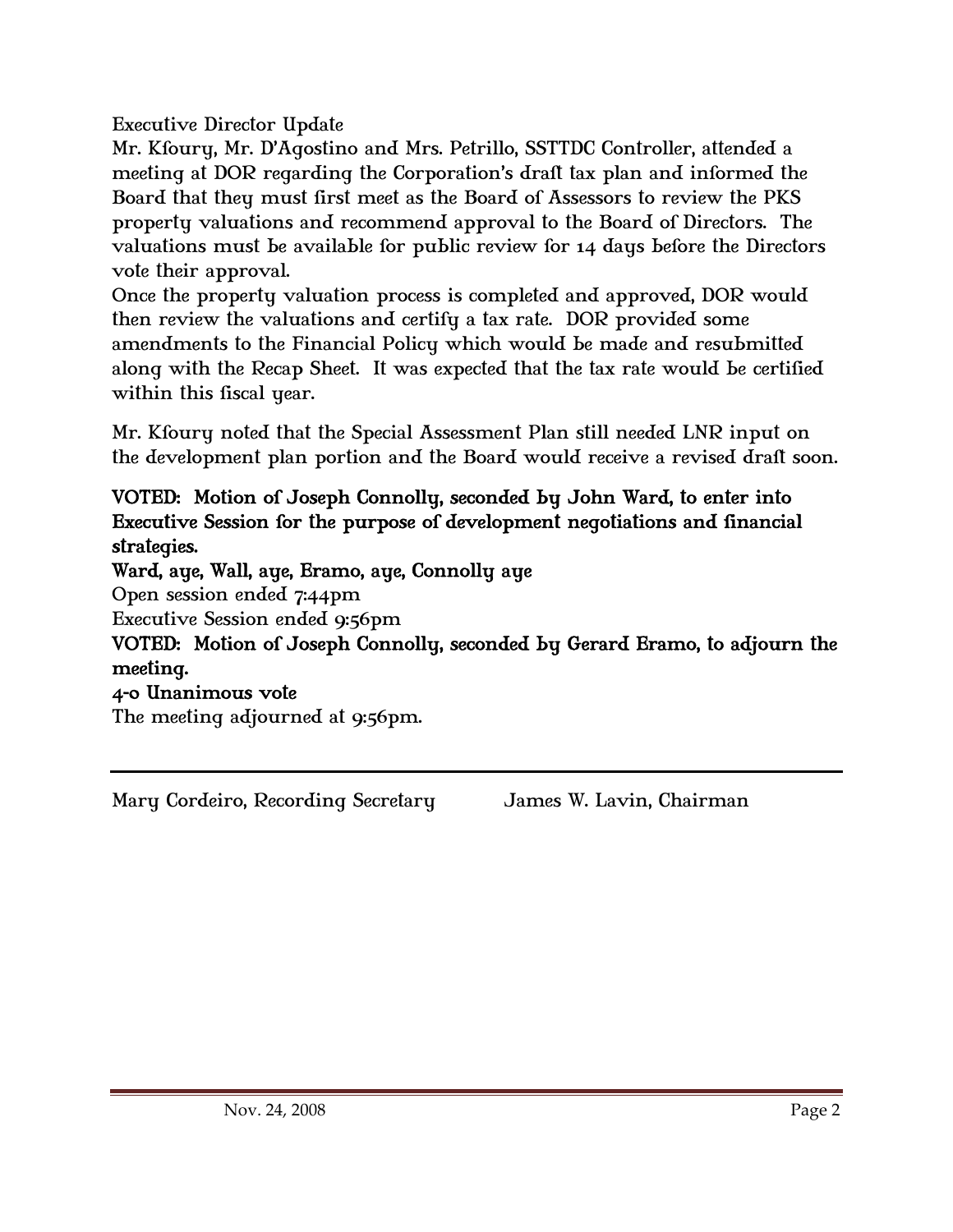Executive Director Update

Mr. Kfoury, Mr. D'Agostino and Mrs. Petrillo, SSTTDC Controller, attended a meeting at DOR regarding the Corporation's draft tax plan and informed the Board that they must first meet as the Board of Assessors to review the PKS property valuations and recommend approval to the Board of Directors. The valuations must be available for public review for 14 days before the Directors vote their approval.

Once the property valuation process is completed and approved, DOR would then review the valuations and certify a tax rate. DOR provided some amendments to the Financial Policy which would be made and resubmitted along with the Recap Sheet. It was expected that the tax rate would be certified within this fiscal year.

Mr. Kfoury noted that the Special Assessment Plan still needed LNR input on the development plan portion and the Board would receive a revised draft soon.

**VOTED: Motion of Joseph Connolly, seconded by John Ward, to enter into Executive Session for the purpose of development negotiations and financial strategies.**

**Ward, aye, Wall, aye, Eramo, aye, Connolly aye**

Open session ended 7:44pm

Executive Session ended 9:56pm

**VOTED: Motion of Joseph Connolly, seconded by Gerard Eramo, to adjourn the meeting.**

**4-0 Unanimous vote**

The meeting adjourned at 9:56pm.

---

Mary Cordeiro, Recording Secretary James W. Lavin, Chairman